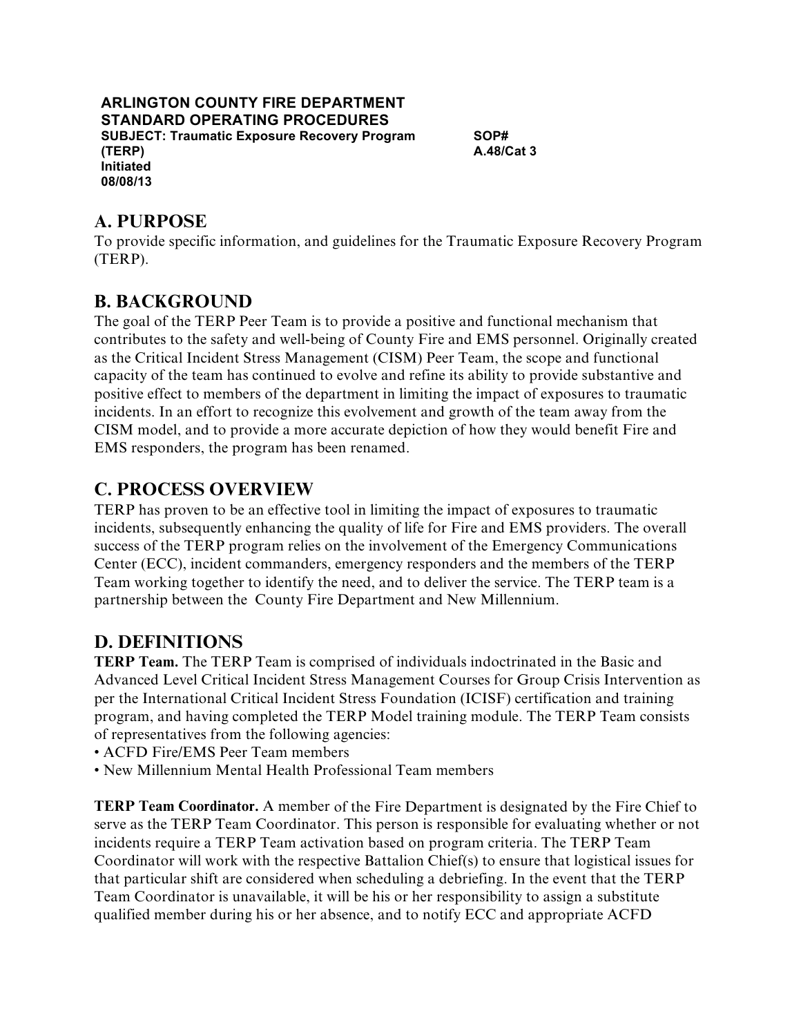**ARLINGTON COUNTY FIRE DEPARTMENT**
**STANDARD OPERATING PROCEDURES**
**SUBJECT: Traumatic Exposure Recovery Program (TERP)** **SOP# A.48/Cat 3**
**Initiated**
**08/08/13**

## A. PURPOSE

To provide specific information, and guidelines for the Traumatic Exposure Recovery Program (TERP).

## B. BACKGROUND

The goal of the TERP Peer Team is to provide a positive and functional mechanism that contributes to the safety and well-being of County Fire and EMS personnel. Originally created as the Critical Incident Stress Management (CISM) Peer Team, the scope and functional capacity of the team has continued to evolve and refine its ability to provide substantive and positive effect to members of the department in limiting the impact of exposures to traumatic incidents. In an effort to recognize this evolvement and growth of the team away from the CISM model, and to provide a more accurate depiction of how they would benefit Fire and EMS responders, the program has been renamed.

## C. PROCESS OVERVIEW

TERP has proven to be an effective tool in limiting the impact of exposures to traumatic incidents, subsequently enhancing the quality of life for Fire and EMS providers. The overall success of the TERP program relies on the involvement of the Emergency Communications Center (ECC), incident commanders, emergency responders and the members of the TERP Team working together to identify the need, and to deliver the service. The TERP team is a partnership between the County Fire Department and New Millennium.

## D. DEFINITIONS

**TERP Team.** The TERP Team is comprised of individuals indoctrinated in the Basic and Advanced Level Critical Incident Stress Management Courses for Group Crisis Intervention as per the International Critical Incident Stress Foundation (ICISF) certification and training program, and having completed the TERP Model training module. The TERP Team consists of representatives from the following agencies:

- ACFD Fire/EMS Peer Team members
- New Millennium Mental Health Professional Team members

**TERP Team Coordinator.** A member of the Fire Department is designated by the Fire Chief to serve as the TERP Team Coordinator. This person is responsible for evaluating whether or not incidents require a TERP Team activation based on program criteria. The TERP Team Coordinator will work with the respective Battalion Chief(s) to ensure that logistical issues for that particular shift are considered when scheduling a debriefing. In the event that the TERP Team Coordinator is unavailable, it will be his or her responsibility to assign a substitute qualified member during his or her absence, and to notify ECC and appropriate ACFD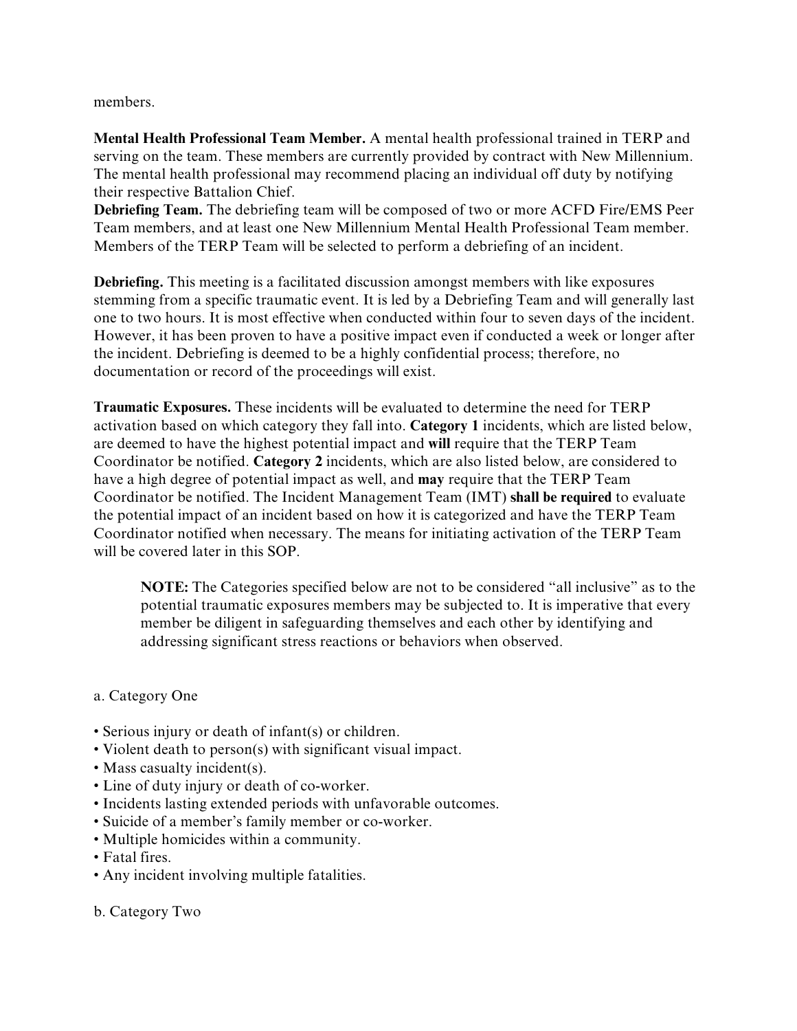members.

**Mental Health Professional Team Member.** A mental health professional trained in TERP and serving on the team. These members are currently provided by contract with New Millennium. The mental health professional may recommend placing an individual off duty by notifying their respective Battalion Chief.
**Debriefing Team.** The debriefing team will be composed of two or more ACFD Fire/EMS Peer Team members, and at least one New Millennium Mental Health Professional Team member. Members of the TERP Team will be selected to perform a debriefing of an incident.

**Debriefing.** This meeting is a facilitated discussion amongst members with like exposures stemming from a specific traumatic event. It is led by a Debriefing Team and will generally last one to two hours. It is most effective when conducted within four to seven days of the incident. However, it has been proven to have a positive impact even if conducted a week or longer after the incident. Debriefing is deemed to be a highly confidential process; therefore, no documentation or record of the proceedings will exist.

**Traumatic Exposures.** These incidents will be evaluated to determine the need for TERP activation based on which category they fall into. **Category 1** incidents, which are listed below, are deemed to have the highest potential impact and **will** require that the TERP Team Coordinator be notified. **Category 2** incidents, which are also listed below, are considered to have a high degree of potential impact as well, and **may** require that the TERP Team Coordinator be notified. The Incident Management Team (IMT) **shall be required** to evaluate the potential impact of an incident based on how it is categorized and have the TERP Team Coordinator notified when necessary. The means for initiating activation of the TERP Team will be covered later in this SOP.

> **NOTE:** The Categories specified below are not to be considered "all inclusive" as to the potential traumatic exposures members may be subjected to. It is imperative that every member be diligent in safeguarding themselves and each other by identifying and addressing significant stress reactions or behaviors when observed.

a. Category One

- Serious injury or death of infant(s) or children.
- Violent death to person(s) with significant visual impact.
- Mass casualty incident(s).
- Line of duty injury or death of co-worker.
- Incidents lasting extended periods with unfavorable outcomes.
- Suicide of a member's family member or co-worker.
- Multiple homicides within a community.
- Fatal fires.
- Any incident involving multiple fatalities.

b. Category Two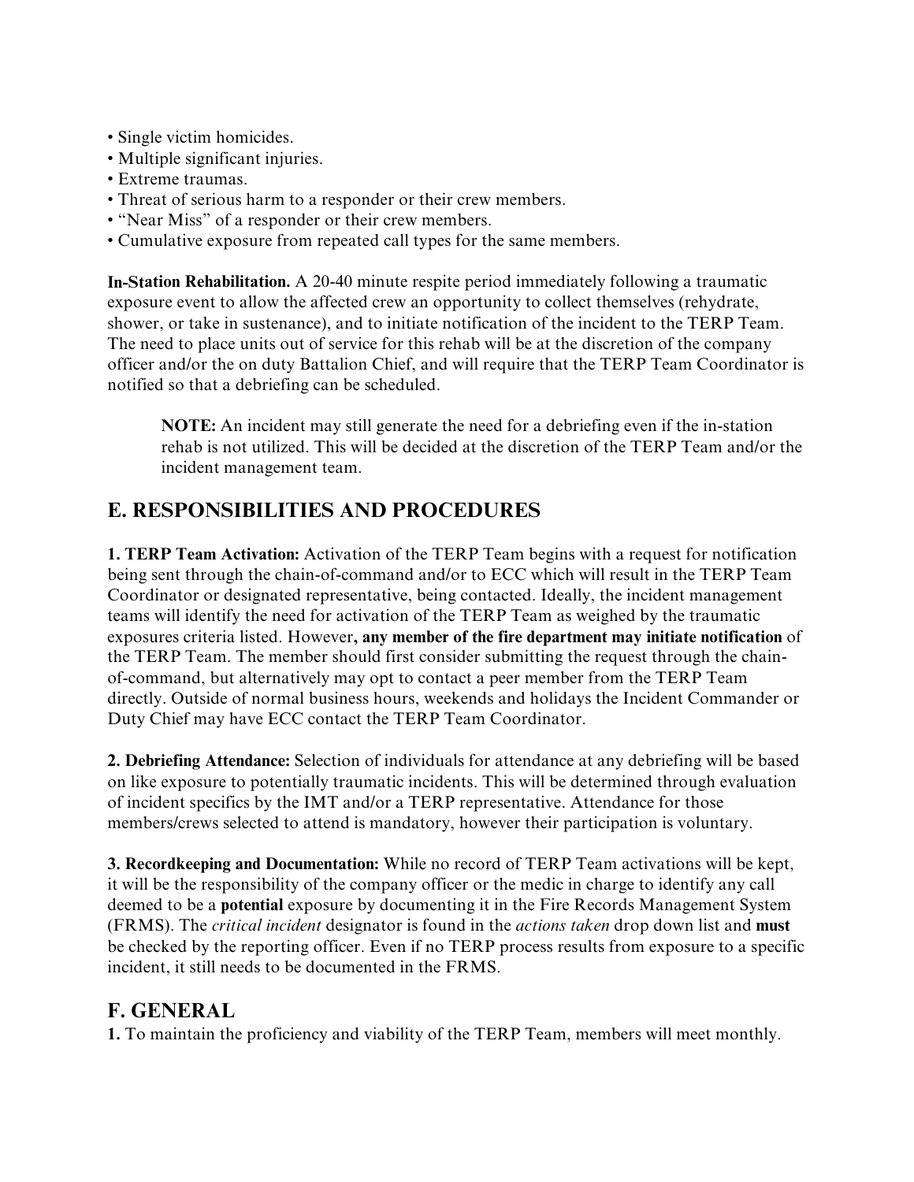- Single victim homicides.
- Multiple significant injuries.
- Extreme traumas.
- Threat of serious harm to a responder or their crew members.
- "Near Miss" of a responder or their crew members.
- Cumulative exposure from repeated call types for the same members.

**In-Station Rehabilitation.** A 20-40 minute respite period immediately following a traumatic exposure event to allow the affected crew an opportunity to collect themselves (rehydrate, shower, or take in sustenance), and to initiate notification of the incident to the TERP Team. The need to place units out of service for this rehab will be at the discretion of the company officer and/or the on duty Battalion Chief, and will require that the TERP Team Coordinator is notified so that a debriefing can be scheduled.

> **NOTE:** An incident may still generate the need for a debriefing even if the in-station rehab is not utilized. This will be decided at the discretion of the TERP Team and/or the incident management team.

## E. RESPONSIBILITIES AND PROCEDURES

**1. TERP Team Activation:** Activation of the TERP Team begins with a request for notification being sent through the chain-of-command and/or to ECC which will result in the TERP Team Coordinator or designated representative, being contacted. Ideally, the incident management teams will identify the need for activation of the TERP Team as weighed by the traumatic exposures criteria listed. However**, any member of the fire department may initiate notification** of the TERP Team. The member should first consider submitting the request through the chain-of-command, but alternatively may opt to contact a peer member from the TERP Team directly. Outside of normal business hours, weekends and holidays the Incident Commander or Duty Chief may have ECC contact the TERP Team Coordinator.

**2. Debriefing Attendance:** Selection of individuals for attendance at any debriefing will be based on like exposure to potentially traumatic incidents. This will be determined through evaluation of incident specifics by the IMT and/or a TERP representative. Attendance for those members/crews selected to attend is mandatory, however their participation is voluntary.

**3. Recordkeeping and Documentation:** While no record of TERP Team activations will be kept, it will be the responsibility of the company officer or the medic in charge to identify any call deemed to be a **potential** exposure by documenting it in the Fire Records Management System (FRMS). The *critical incident* designator is found in the *actions taken* drop down list and **must** be checked by the reporting officer. Even if no TERP process results from exposure to a specific incident, it still needs to be documented in the FRMS.

## F. GENERAL

**1.** To maintain the proficiency and viability of the TERP Team, members will meet monthly.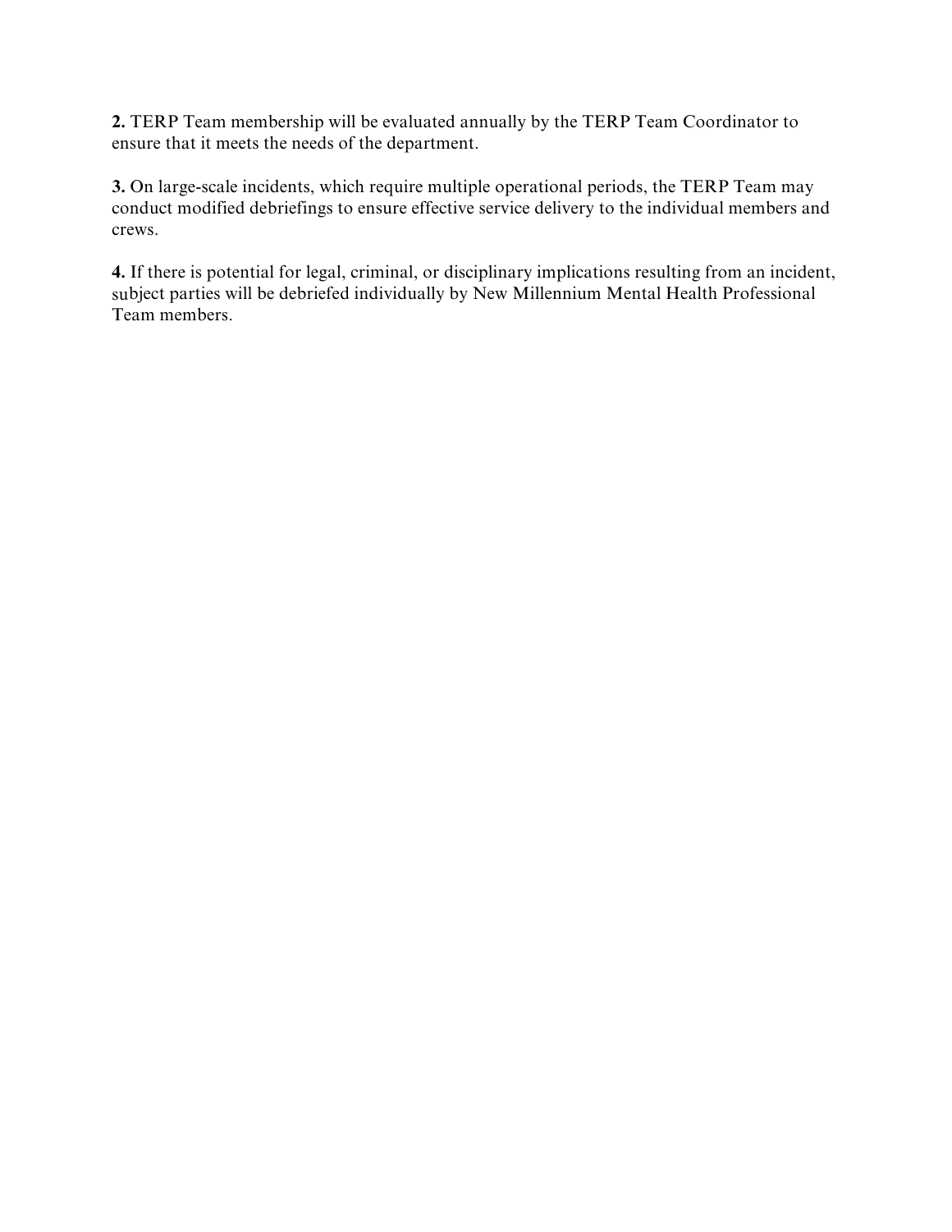**2.** TERP Team membership will be evaluated annually by the TERP Team Coordinator to ensure that it meets the needs of the department.

**3.** On large-scale incidents, which require multiple operational periods, the TERP Team may conduct modified debriefings to ensure effective service delivery to the individual members and crews.

**4.** If there is potential for legal, criminal, or disciplinary implications resulting from an incident, subject parties will be debriefed individually by New Millennium Mental Health Professional Team members.